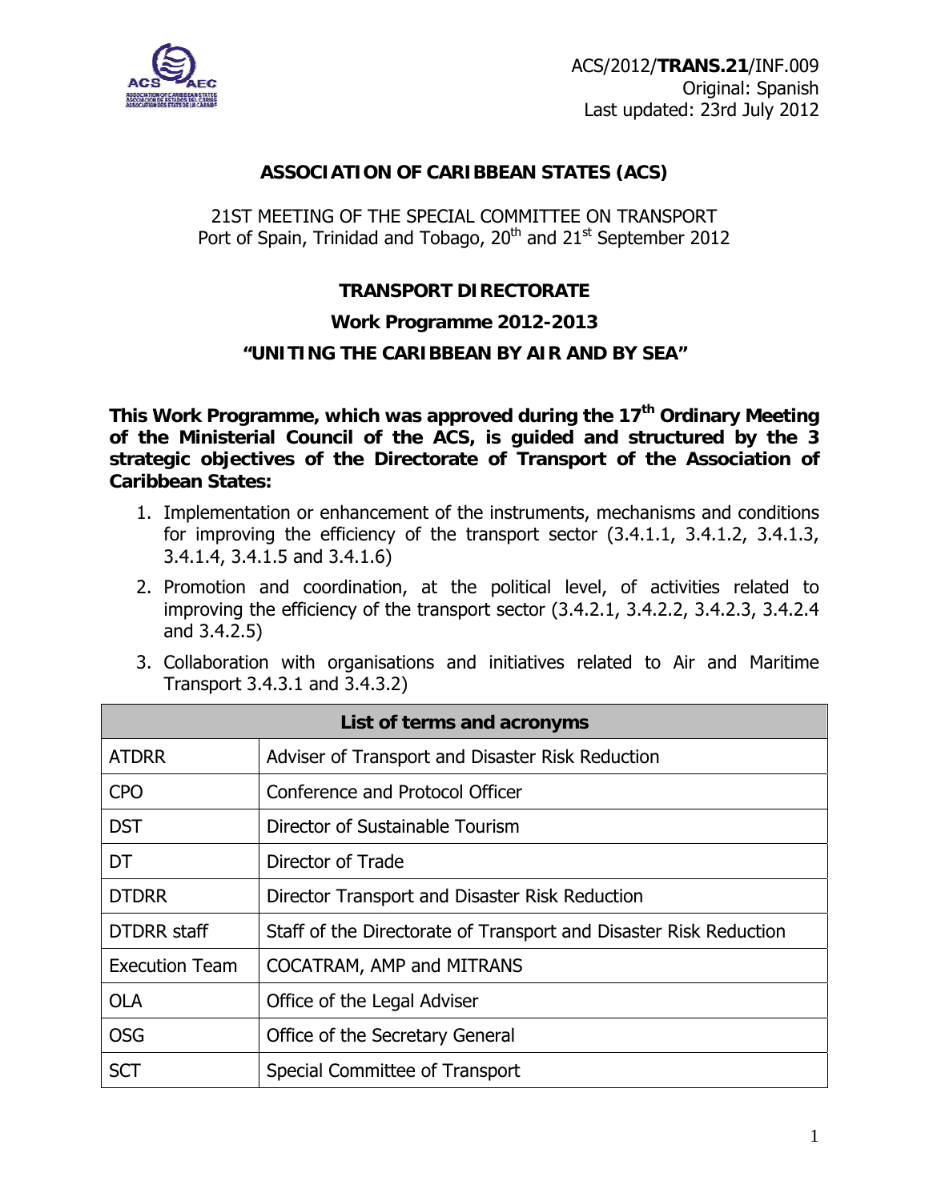ACS/2012/**TRANS.21**/INF.009
Original: Spanish
Last updated: 23rd July 2012

# ASSOCIATION OF CARIBBEAN STATES (ACS)

21ST MEETING OF THE SPECIAL COMMITTEE ON TRANSPORT
Port of Spain, Trinidad and Tobago, 20th and 21st September 2012

## TRANSPORT DIRECTORATE

## Work Programme 2012-2013

## "UNITING THE CARIBBEAN BY AIR AND BY SEA"

**This Work Programme, which was approved during the 17th Ordinary Meeting of the Ministerial Council of the ACS, is guided and structured by the 3 strategic objectives of the Directorate of Transport of the Association of Caribbean States:**

1. Implementation or enhancement of the instruments, mechanisms and conditions for improving the efficiency of the transport sector (3.4.1.1, 3.4.1.2, 3.4.1.3, 3.4.1.4, 3.4.1.5 and 3.4.1.6)
2. Promotion and coordination, at the political level, of activities related to improving the efficiency of the transport sector (3.4.2.1, 3.4.2.2, 3.4.2.3, 3.4.2.4 and 3.4.2.5)
3. Collaboration with organisations and initiatives related to Air and Maritime Transport 3.4.3.1 and 3.4.3.2)

| List of terms and acronyms | |
|---|---|
| ATDRR | Adviser of Transport and Disaster Risk Reduction |
| CPO | Conference and Protocol Officer |
| DST | Director of Sustainable Tourism |
| DT | Director of Trade |
| DTDRR | Director Transport and Disaster Risk Reduction |
| DTDRR staff | Staff of the Directorate of Transport and Disaster Risk Reduction |
| Execution Team | COCATRAM, AMP and MITRANS |
| OLA | Office of the Legal Adviser |
| OSG | Office of the Secretary General |
| SCT | Special Committee of Transport |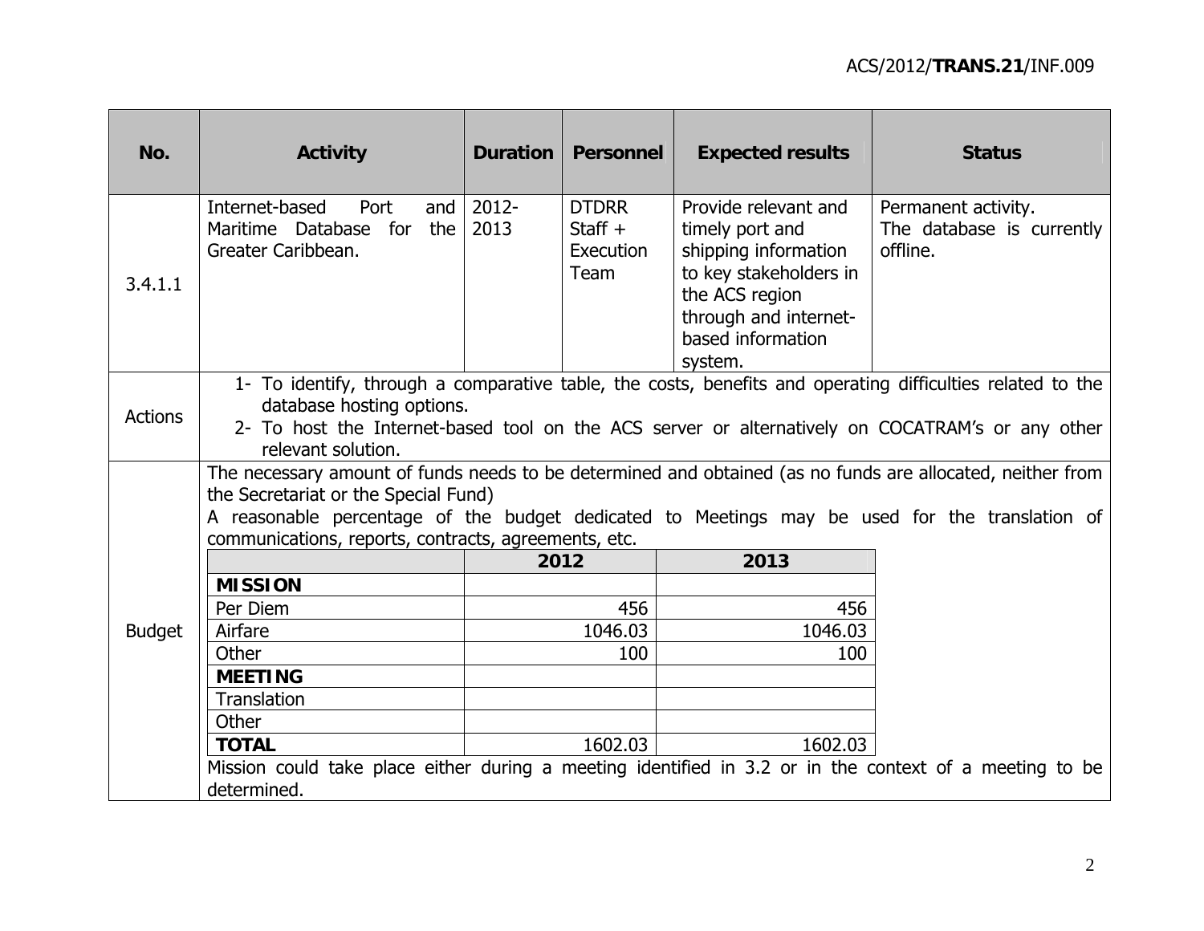| No. | Activity | Duration | Personnel | Expected results | Status |
|---|---|---|---|---|---|
| 3.4.1.1 | Internet-based Port and Maritime Database for the Greater Caribbean. | 2012-2013 | DTDRR Staff + Execution Team | Provide relevant and timely port and shipping information to key stakeholders in the ACS region through and internet-based information system. | Permanent activity. The database is currently offline. |
| Actions | 1- To identify, through a comparative table, the costs, benefits and operating difficulties related to the database hosting options. 2- To host the Internet-based tool on the ACS server or alternatively on COCATRAM's or any other relevant solution. | | | | |
| Budget | The necessary amount of funds needs to be determined and obtained (as no funds are allocated, neither from the Secretariat or the Special Fund) A reasonable percentage of the budget dedicated to Meetings may be used for the translation of communications, reports, contracts, agreements, etc. | | | | |

| | 2012 | 2013 |
|---|---|---|
| **MISSION** | | |
| Per Diem | 456 | 456 |
| Airfare | 1046.03 | 1046.03 |
| Other | 100 | 100 |
| **MEETING** | | |
| Translation | | |
| Other | | |
| **TOTAL** | 1602.03 | 1602.03 |

Mission could take place either during a meeting identified in 3.2 or in the context of a meeting to be determined.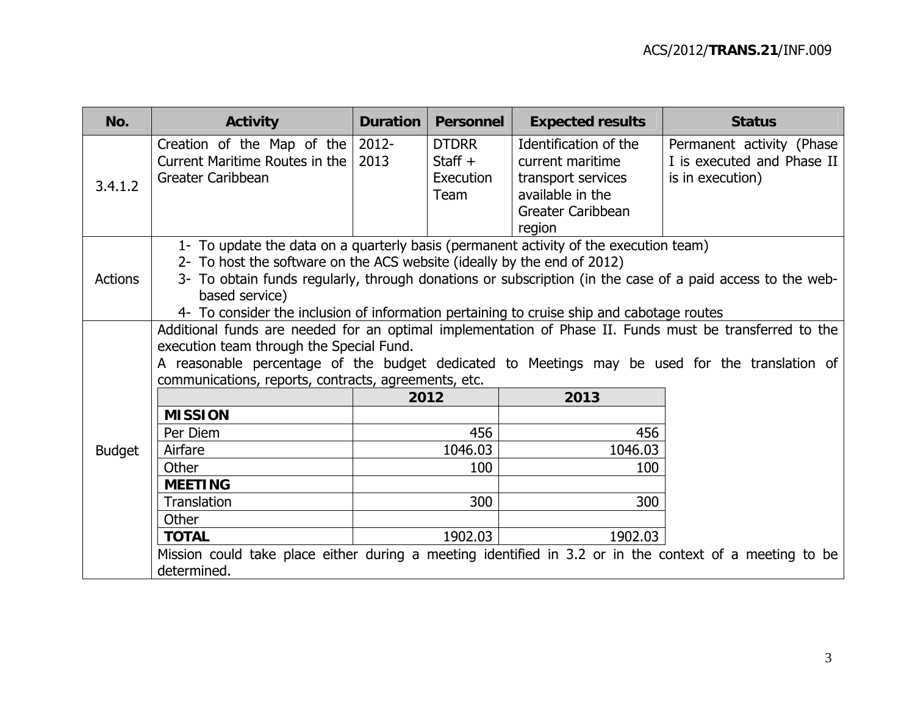| No. | Activity | Duration | Personnel | Expected results | Status |
|---|---|---|---|---|---|
| 3.4.1.2 | Creation of the Map of the Current Maritime Routes in the Greater Caribbean | 2012-2013 | DTDRR Staff + Execution Team | Identification of the current maritime transport services available in the Greater Caribbean region | Permanent activity (Phase I is executed and Phase II is in execution) |
| Actions | 1- To update the data on a quarterly basis (permanent activity of the execution team)<br>2- To host the software on the ACS website (ideally by the end of 2012)<br>3- To obtain funds regularly, through donations or subscription (in the case of a paid access to the web-based service)<br>4- To consider the inclusion of information pertaining to cruise ship and cabotage routes | | | | |
| Budget | Additional funds are needed for an optimal implementation of Phase II. Funds must be transferred to the execution team through the Special Fund.<br>A reasonable percentage of the budget dedicated to Meetings may be used for the translation of communications, reports, contracts, agreements, etc. | | | | |

| | 2012 | 2013 |
|---|---|---|
| **MISSION** | | |
| Per Diem | 456 | 456 |
| Airfare | 1046.03 | 1046.03 |
| Other | 100 | 100 |
| **MEETING** | | |
| Translation | 300 | 300 |
| Other | | |
| **TOTAL** | 1902.03 | 1902.03 |

Mission could take place either during a meeting identified in 3.2 or in the context of a meeting to be determined.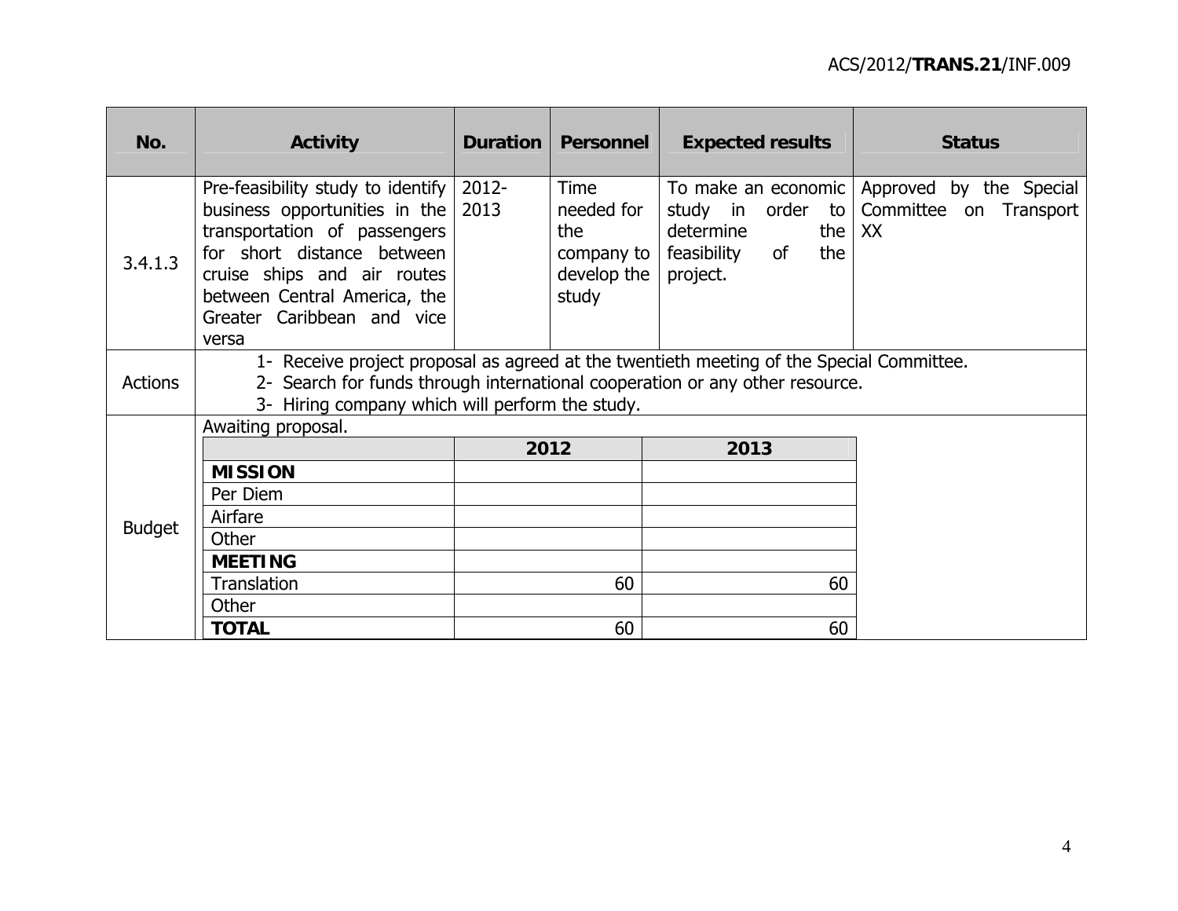| No. | Activity | Duration | Personnel | Expected results | Status |
|---|---|---|---|---|---|
| 3.4.1.3 | Pre-feasibility study to identify business opportunities in the transportation of passengers for short distance between cruise ships and air routes between Central America, the Greater Caribbean and vice versa | 2012-2013 | Time needed for the company to develop the study | To make an economic study in order to determine the feasibility of the project. | Approved by the Special Committee on Transport XX |
| Actions | 1- Receive project proposal as agreed at the twentieth meeting of the Special Committee.<br>2- Search for funds through international cooperation or any other resource.<br>3- Hiring company which will perform the study. | | | | |
| Budget | Awaiting proposal. | | | | |

| | 2012 | 2013 |
|---|---|---|
| **MISSION** | | |
| Per Diem | | |
| Airfare | | |
| Other | | |
| **MEETING** | | |
| Translation | 60 | 60 |
| Other | | |
| **TOTAL** | 60 | 60 |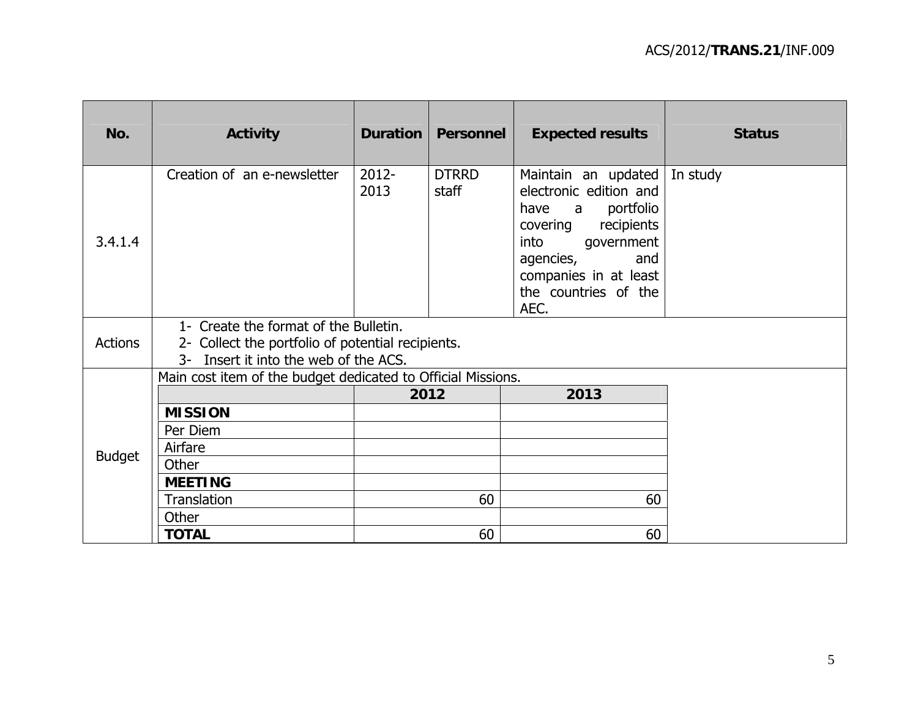| No. | Activity | Duration | Personnel | Expected results | Status |
|---|---|---|---|---|---|
| 3.4.1.4 | Creation of an e-newsletter | 2012-2013 | DTRRD staff | Maintain an updated electronic edition and have a portfolio covering recipients into government agencies, and companies in at least the countries of the AEC. | In study |
| Actions | 1- Create the format of the Bulletin.<br>2- Collect the portfolio of potential recipients.<br>3- Insert it into the web of the ACS. | | | | |
| Budget | Main cost item of the budget dedicated to Official Missions. | | | | |

| | 2012 | 2013 |
|---|---|---|
| **MISSION** | | |
| Per Diem | | |
| Airfare | | |
| Other | | |
| **MEETING** | | |
| Translation | 60 | 60 |
| Other | | |
| **TOTAL** | 60 | 60 |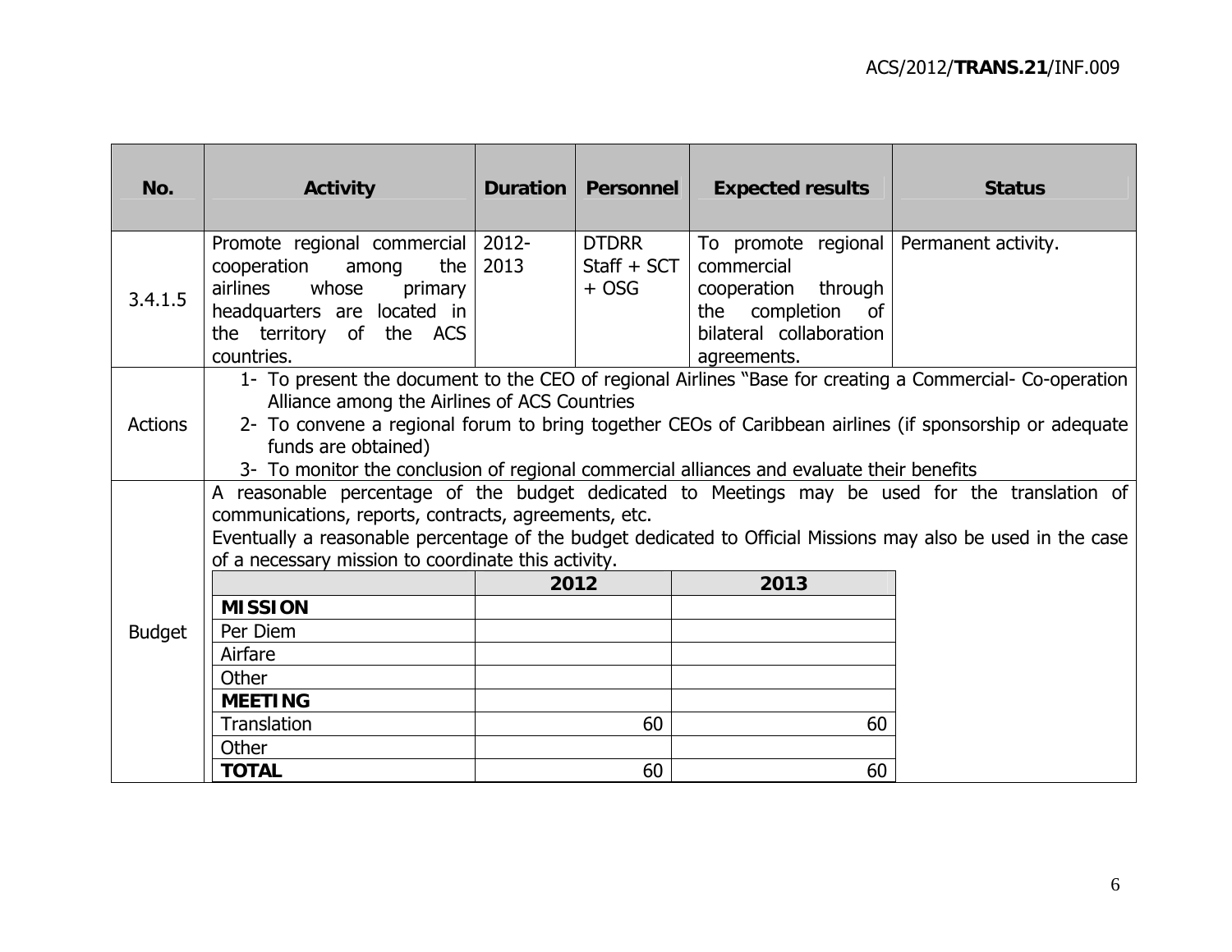| No. | Activity | Duration | Personnel | Expected results | Status |
|---|---|---|---|---|---|
| 3.4.1.5 | Promote regional commercial cooperation among the airlines whose primary headquarters are located in the territory of the ACS countries. | 2012-2013 | DTDRR Staff + SCT + OSG | To promote regional commercial cooperation through the completion of bilateral collaboration agreements. | Permanent activity. |
| Actions | 1- To present the document to the CEO of regional Airlines "Base for creating a Commercial- Co-operation Alliance among the Airlines of ACS Countries<br>2- To convene a regional forum to bring together CEOs of Caribbean airlines (if sponsorship or adequate funds are obtained)<br>3- To monitor the conclusion of regional commercial alliances and evaluate their benefits | | | | |
| Budget | A reasonable percentage of the budget dedicated to Meetings may be used for the translation of communications, reports, contracts, agreements, etc.<br>Eventually a reasonable percentage of the budget dedicated to Official Missions may also be used in the case of a necessary mission to coordinate this activity. | | | | |

| | 2012 | 2013 |
|---|---|---|
| **MISSION** | | |
| Per Diem | | |
| Airfare | | |
| Other | | |
| **MEETING** | | |
| Translation | 60 | 60 |
| Other | | |
| **TOTAL** | 60 | 60 |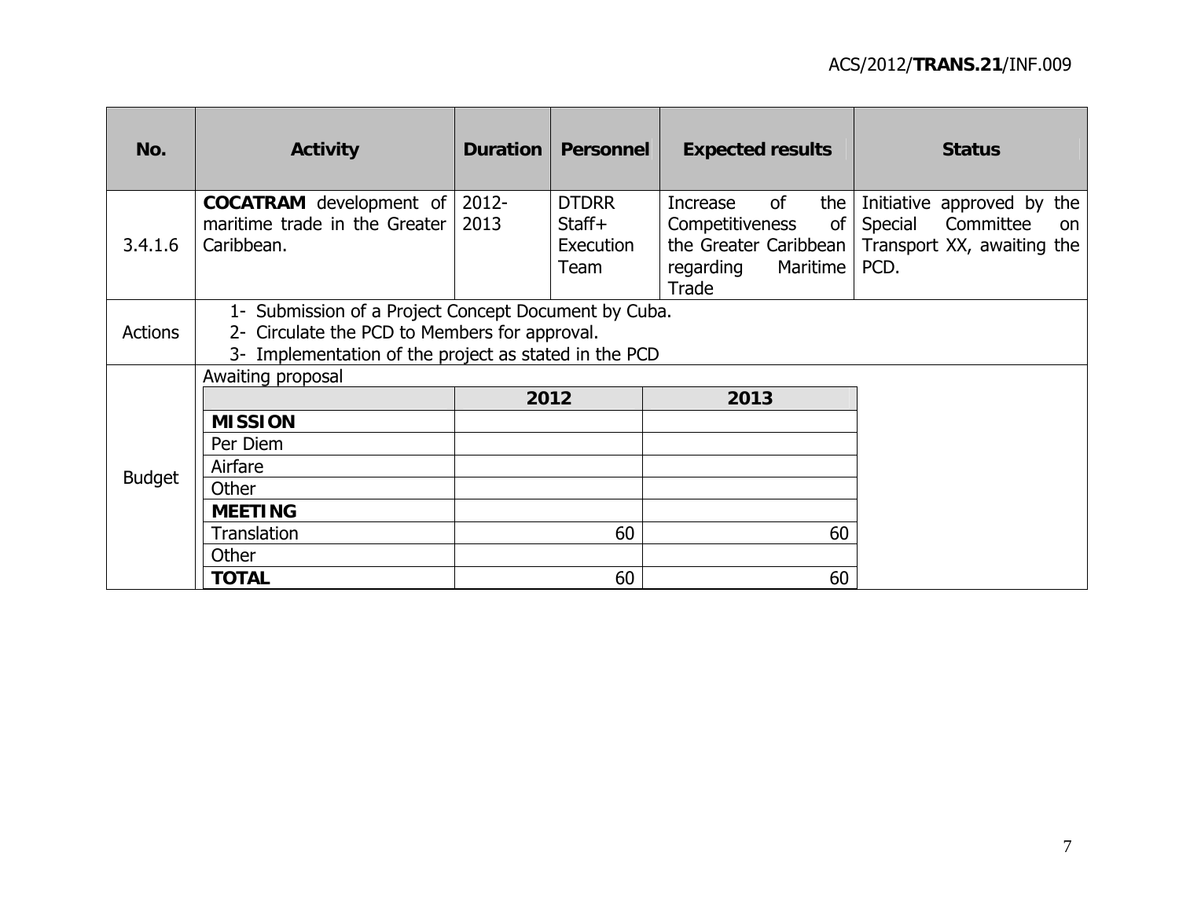| No. | Activity | Duration | Personnel | Expected results | Status |
|---|---|---|---|---|---|
| 3.4.1.6 | **COCATRAM** development of maritime trade in the Greater Caribbean. | 2012-2013 | DTDRR Staff+ Execution Team | Increase of the Competitiveness of the Greater Caribbean regarding Maritime Trade | Initiative approved by the Special Committee on Transport XX, awaiting the PCD. |
| Actions | 1- Submission of a Project Concept Document by Cuba.<br>2- Circulate the PCD to Members for approval.<br>3- Implementation of the project as stated in the PCD | | | | |
| Budget | Awaiting proposal | | | | |

|  | 2012 | 2013 |
|---|---|---|
| **MISSION** | | |
| Per Diem | | |
| Airfare | | |
| Other | | |
| **MEETING** | | |
| Translation | 60 | 60 |
| Other | | |
| **TOTAL** | 60 | 60 |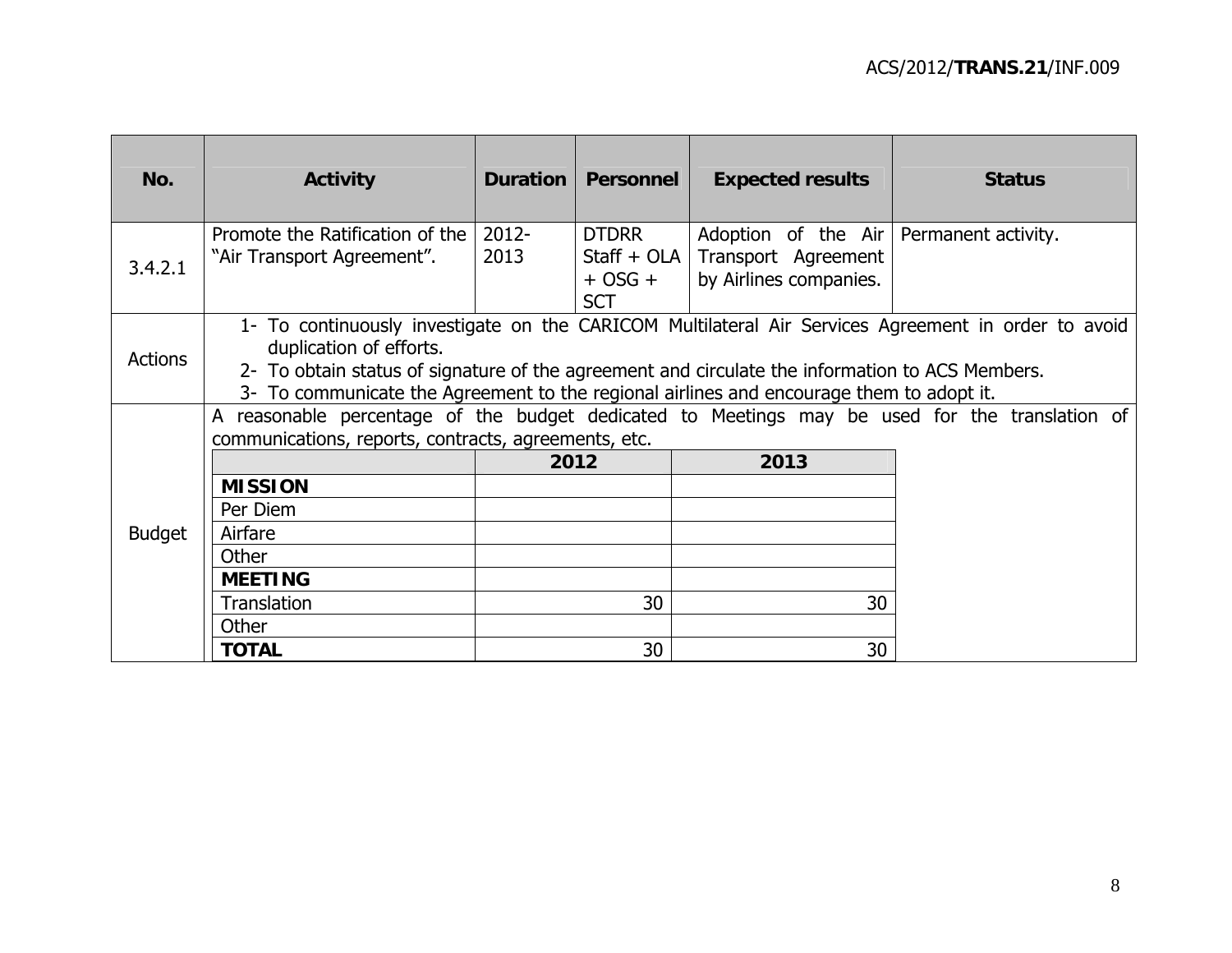| No. | Activity | Duration | Personnel | Expected results | Status |
|---|---|---|---|---|---|
| 3.4.2.1 | Promote the Ratification of the "Air Transport Agreement". | 2012-2013 | DTDRR Staff + OLA + OSG + SCT | Adoption of the Air Transport Agreement by Airlines companies. | Permanent activity. |
| Actions | 1- To continuously investigate on the CARICOM Multilateral Air Services Agreement in order to avoid duplication of efforts.<br>2- To obtain status of signature of the agreement and circulate the information to ACS Members.<br>3- To communicate the Agreement to the regional airlines and encourage them to adopt it. | | | | |
| Budget | A reasonable percentage of the budget dedicated to Meetings may be used for the translation of communications, reports, contracts, agreements, etc. | | | | |

| | 2012 | 2013 |
|---|---|---|
| **MISSION** | | |
| Per Diem | | |
| Airfare | | |
| Other | | |
| **MEETING** | | |
| Translation | 30 | 30 |
| Other | | |
| **TOTAL** | 30 | 30 |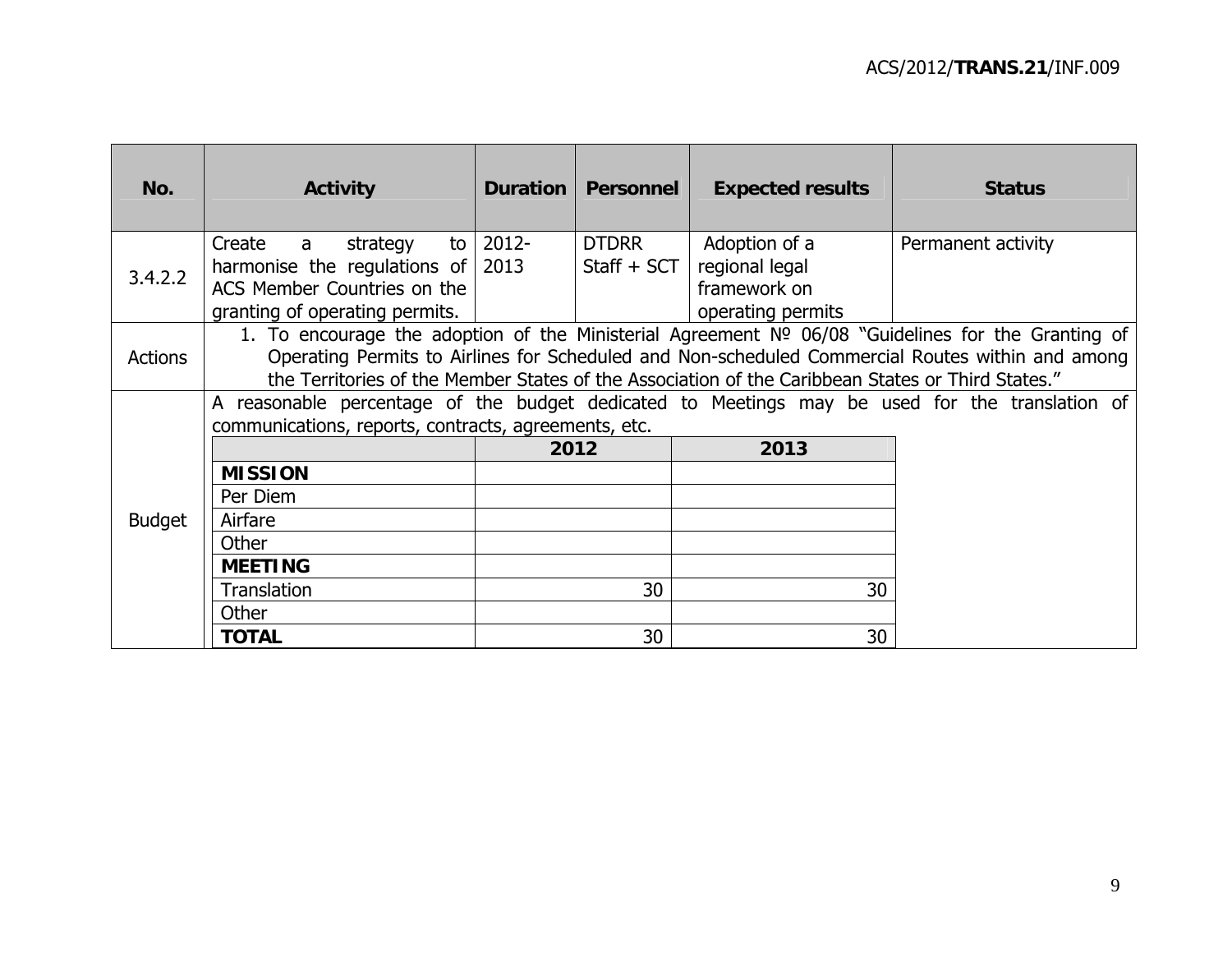| No. | Activity | Duration | Personnel | Expected results | Status |
|---|---|---|---|---|---|
| 3.4.2.2 | Create a strategy to harmonise the regulations of ACS Member Countries on the granting of operating permits. | 2012-2013 | DTDRR Staff + SCT | Adoption of a regional legal framework on operating permits | Permanent activity |
| Actions | 1. To encourage the adoption of the Ministerial Agreement Nº 06/08 "Guidelines for the Granting of Operating Permits to Airlines for Scheduled and Non-scheduled Commercial Routes within and among the Territories of the Member States of the Association of the Caribbean States or Third States." | | | | |
| Budget | A reasonable percentage of the budget dedicated to Meetings may be used for the translation of communications, reports, contracts, agreements, etc. | | | | |

| | 2012 | 2013 |
|---|---|---|
| **MISSION** | | |
| Per Diem | | |
| Airfare | | |
| Other | | |
| **MEETING** | | |
| Translation | 30 | 30 |
| Other | | |
| **TOTAL** | 30 | 30 |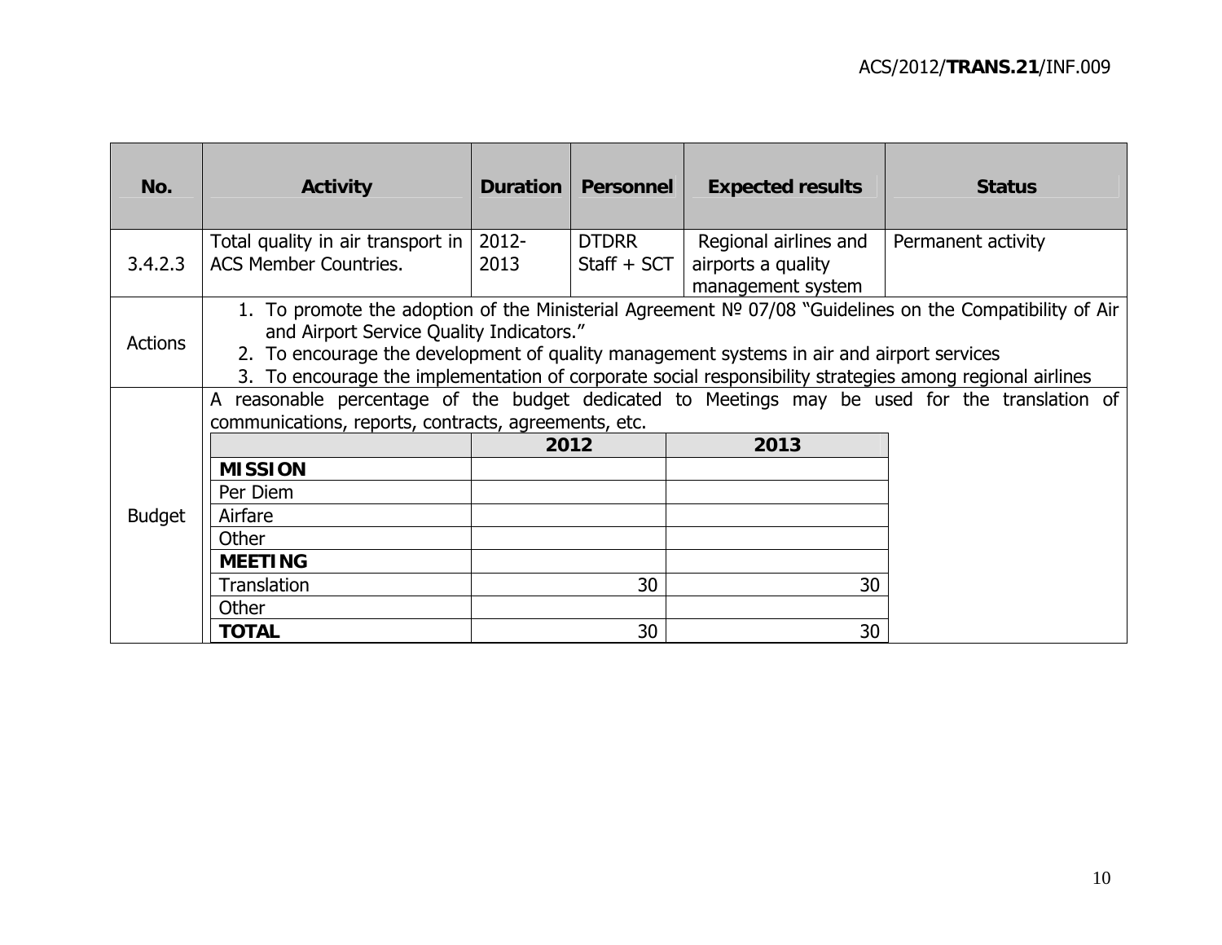| No. | Activity | Duration | Personnel | Expected results | Status |
|---|---|---|---|---|---|
| 3.4.2.3 | Total quality in air transport in ACS Member Countries. | 2012-2013 | DTDRR Staff + SCT | Regional airlines and airports a quality management system | Permanent activity |
| Actions | 1. To promote the adoption of the Ministerial Agreement № 07/08 "Guidelines on the Compatibility of Air and Airport Service Quality Indicators."<br>2. To encourage the development of quality management systems in air and airport services<br>3. To encourage the implementation of corporate social responsibility strategies among regional airlines | | | | |
| Budget | A reasonable percentage of the budget dedicated to Meetings may be used for the translation of communications, reports, contracts, agreements, etc. | | | | |

| | 2012 | 2013 |
|---|---|---|
| **MISSION** | | |
| Per Diem | | |
| Airfare | | |
| Other | | |
| **MEETING** | | |
| Translation | 30 | 30 |
| Other | | |
| **TOTAL** | 30 | 30 |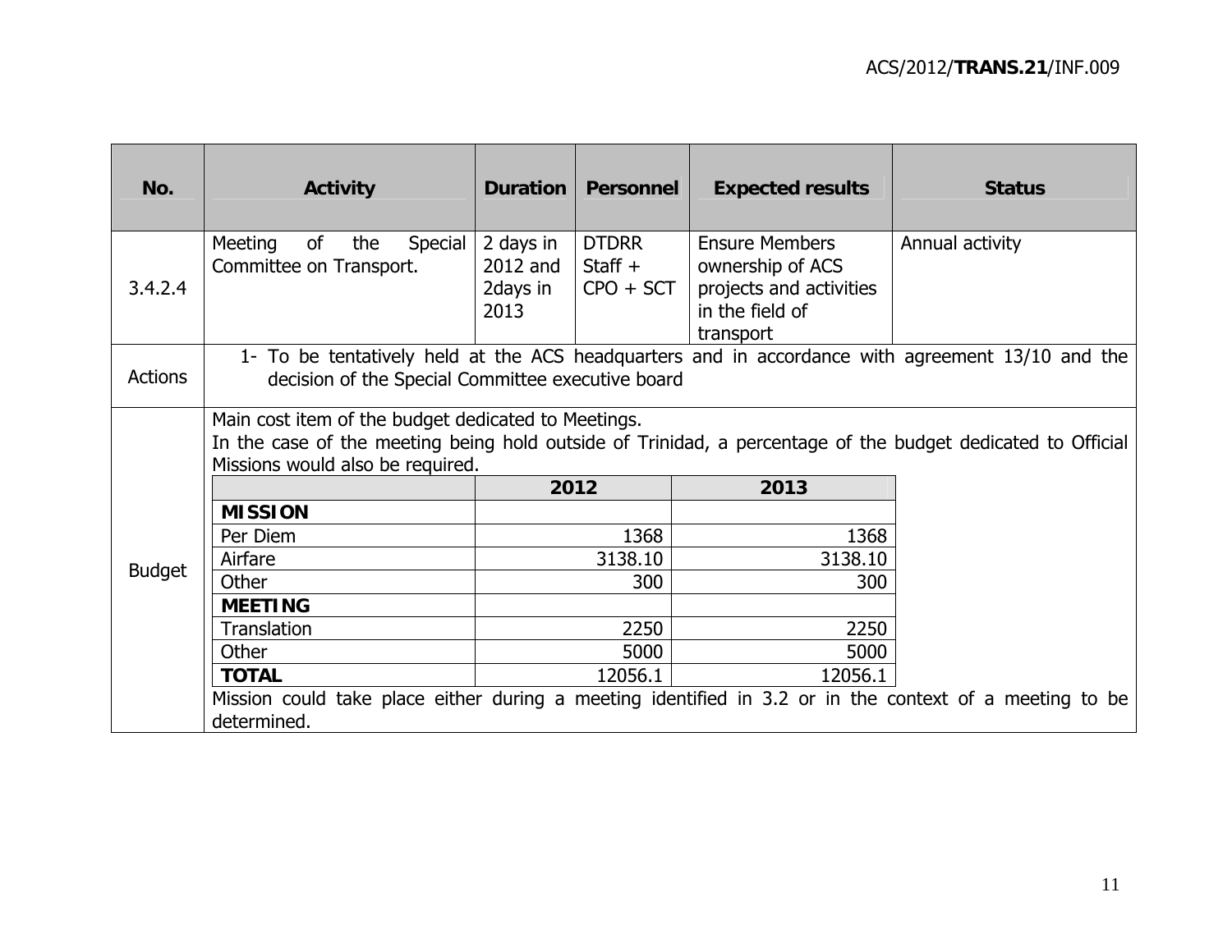| No. | Activity | Duration | Personnel | Expected results | Status |
|---|---|---|---|---|---|
| 3.4.2.4 | Meeting of the Special Committee on Transport. | 2 days in 2012 and 2days in 2013 | DTDRR Staff + CPO + SCT | Ensure Members ownership of ACS projects and activities in the field of transport | Annual activity |
| Actions | 1- To be tentatively held at the ACS headquarters and in accordance with agreement 13/10 and the decision of the Special Committee executive board | | | | |
| Budget | Main cost item of the budget dedicated to Meetings. In the case of the meeting being hold outside of Trinidad, a percentage of the budget dedicated to Official Missions would also be required. | | | | |

| | 2012 | 2013 |
|---|---|---|
| **MISSION** | | |
| Per Diem | 1368 | 1368 |
| Airfare | 3138.10 | 3138.10 |
| Other | 300 | 300 |
| **MEETING** | | |
| Translation | 2250 | 2250 |
| Other | 5000 | 5000 |
| **TOTAL** | 12056.1 | 12056.1 |

Mission could take place either during a meeting identified in 3.2 or in the context of a meeting to be determined.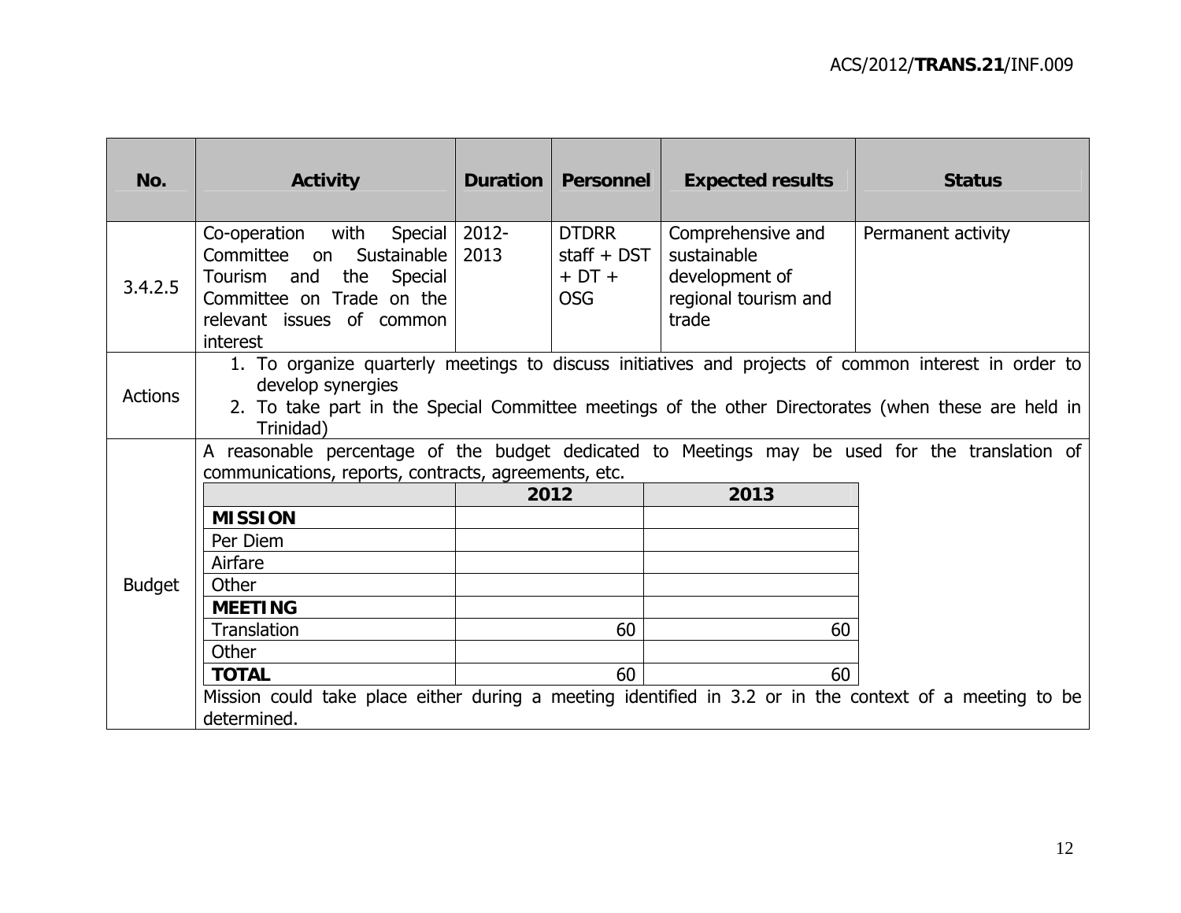| No. | Activity | Duration | Personnel | Expected results | Status |
|---|---|---|---|---|---|
| 3.4.2.5 | Co-operation with Special Committee on Sustainable Tourism and the Special Committee on Trade on the relevant issues of common interest | 2012-2013 | DTDRR staff + DST + DT + OSG | Comprehensive and sustainable development of regional tourism and trade | Permanent activity |
| Actions | 1. To organize quarterly meetings to discuss initiatives and projects of common interest in order to develop synergies<br>2. To take part in the Special Committee meetings of the other Directorates (when these are held in Trinidad) | | | | |
| Budget | A reasonable percentage of the budget dedicated to Meetings may be used for the translation of communications, reports, contracts, agreements, etc. | | | | |

| | 2012 | 2013 |
|---|---|---|
| **MISSION** | | |
| Per Diem | | |
| Airfare | | |
| Other | | |
| **MEETING** | | |
| Translation | 60 | 60 |
| Other | | |
| **TOTAL** | 60 | 60 |

Mission could take place either during a meeting identified in 3.2 or in the context of a meeting to be determined.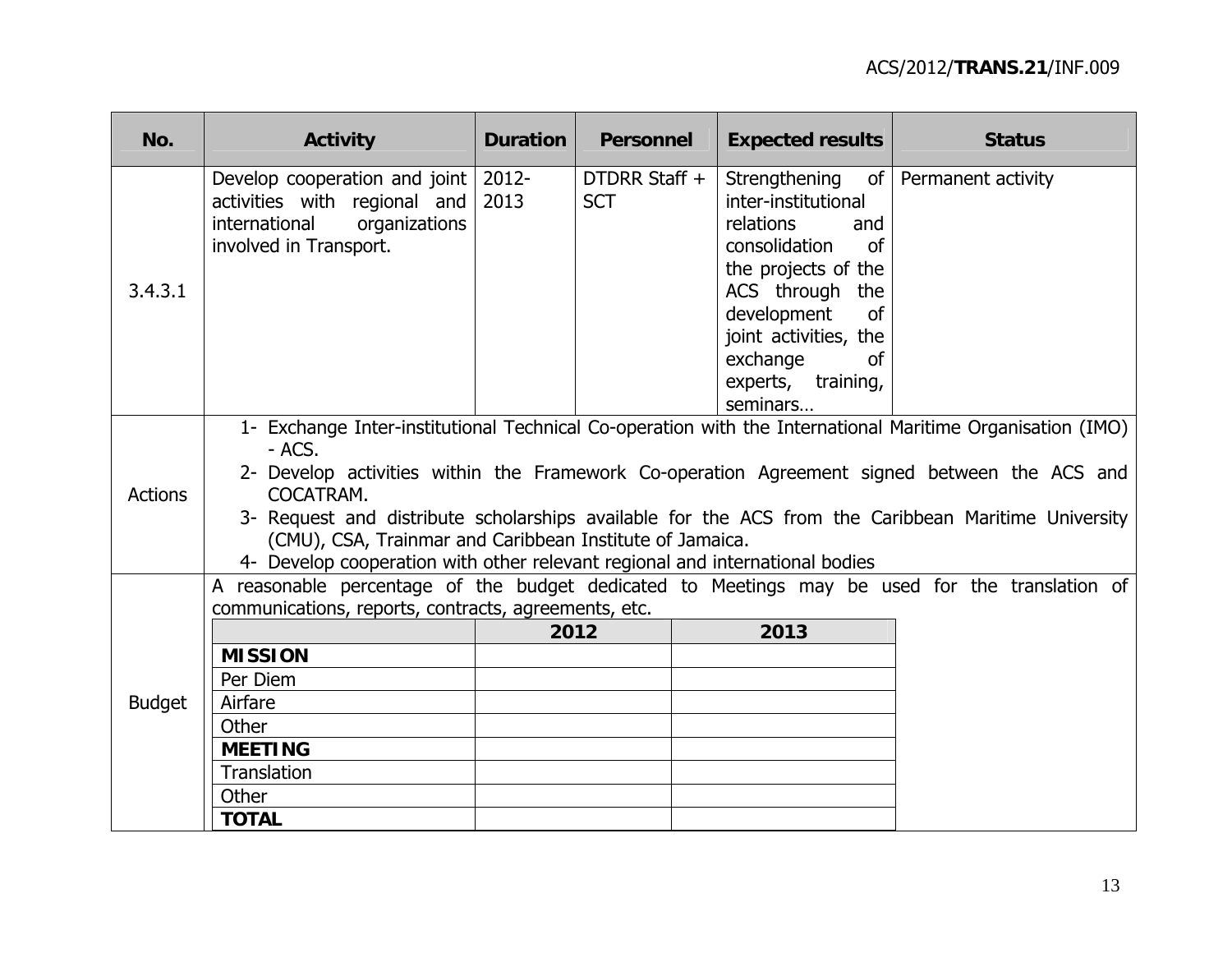| No. | Activity | Duration | Personnel | Expected results | Status |
|---|---|---|---|---|---|
| 3.4.3.1 | Develop cooperation and joint activities with regional and international organizations involved in Transport. | 2012-2013 | DTDRR Staff + SCT | Strengthening of inter-institutional relations and consolidation of the projects of the ACS through the development of joint activities, the exchange of experts, training, seminars… | Permanent activity |
| Actions | 1- Exchange Inter-institutional Technical Co-operation with the International Maritime Organisation (IMO) - ACS.<br>2- Develop activities within the Framework Co-operation Agreement signed between the ACS and COCATRAM.<br>3- Request and distribute scholarships available for the ACS from the Caribbean Maritime University (CMU), CSA, Trainmar and Caribbean Institute of Jamaica.<br>4- Develop cooperation with other relevant regional and international bodies | | | | |
| Budget | A reasonable percentage of the budget dedicated to Meetings may be used for the translation of communications, reports, contracts, agreements, etc. | | | | |

| | 2012 | 2013 |
|---|---|---|
| **MISSION** | | |
| Per Diem | | |
| Airfare | | |
| Other | | |
| **MEETING** | | |
| Translation | | |
| Other | | |
| **TOTAL** | | |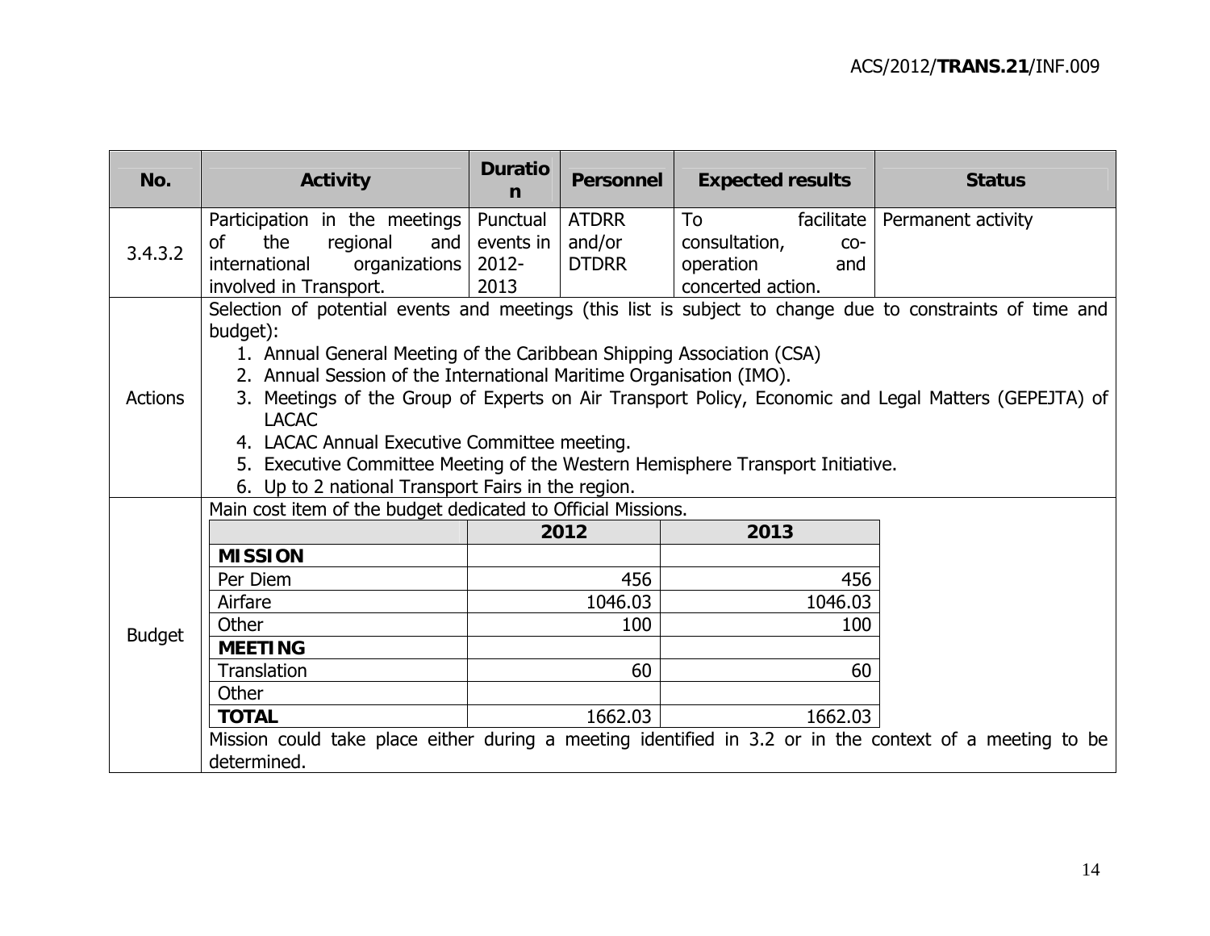| No. | Activity | Duration | Personnel | Expected results | Status |
|---|---|---|---|---|---|
| 3.4.3.2 | Participation in the meetings of the regional and international organizations involved in Transport. | Punctual events in 2012-2013 | ATDRR and/or DTDRR | To facilitate consultation, co-operation and concerted action. | Permanent activity |
| Actions | Selection of potential events and meetings (this list is subject to change due to constraints of time and budget):<br>1. Annual General Meeting of the Caribbean Shipping Association (CSA)<br>2. Annual Session of the International Maritime Organisation (IMO).<br>3. Meetings of the Group of Experts on Air Transport Policy, Economic and Legal Matters (GEPEJTA) of LACAC<br>4. LACAC Annual Executive Committee meeting.<br>5. Executive Committee Meeting of the Western Hemisphere Transport Initiative.<br>6. Up to 2 national Transport Fairs in the region. | | | | |
| Budget | Main cost item of the budget dedicated to Official Missions.<br>(see budget table below)<br>Mission could take place either during a meeting identified in 3.2 or in the context of a meeting to be determined. | | | | |

| | 2012 | 2013 |
|---|---|---|
| **MISSION** | | |
| Per Diem | 456 | 456 |
| Airfare | 1046.03 | 1046.03 |
| Other | 100 | 100 |
| **MEETING** | | |
| Translation | 60 | 60 |
| Other | | |
| **TOTAL** | 1662.03 | 1662.03 |